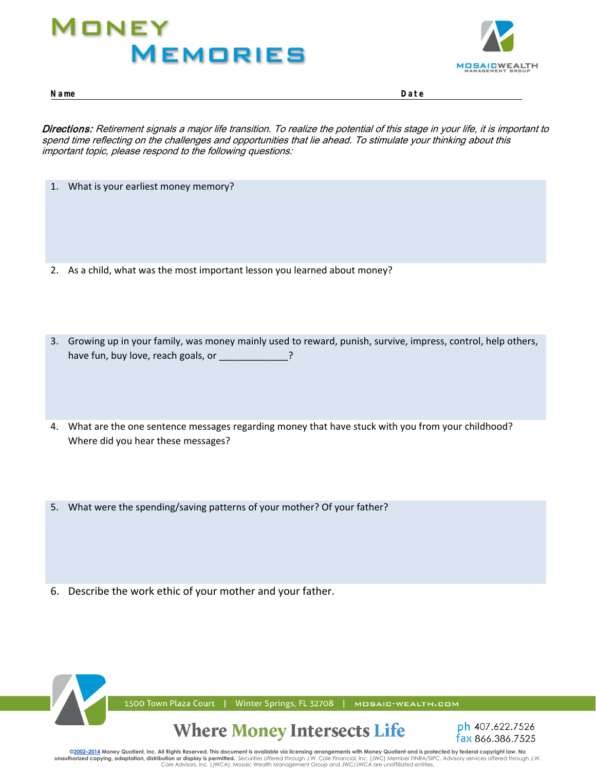# Money Memories

**Name** ______________________________ **Date** ______________

*Directions:* *Retirement signals a major life transition. To realize the potential of this stage in your life, it is important to spend time reflecting on the challenges and opportunities that lie ahead. To stimulate your thinking about this important topic, please respond to the following questions:*

1. What is your earliest money memory?

2. As a child, what was the most important lesson you learned about money?

3. Growing up in your family, was money mainly used to reward, punish, survive, impress, control, help others, have fun, buy love, reach goals, or _____________?

4. What are the one sentence messages regarding money that have stuck with you from your childhood? Where did you hear these messages?

5. What were the spending/saving patterns of your mother? Of your father?

6. Describe the work ethic of your mother and your father.

1500 Town Plaza Court | Winter Springs, FL 32708 | MOSAIC-WEALTH.COM

Where Money Intersects Life

ph 407.622.7526
fax 866.386.7525

©2002–2014 Money Quotient, Inc. All Rights Reserved. This document is available via licensing arrangements with Money Quotient and is protected by federal copyright law. No unauthorized copying, adaptation, distribution or display is permitted. Securities offered through J.W. Cole Financial, Inc. (JWC) Member FINRA/SIPC. Advisory services offered through J.W. Cole Advisors, Inc. (JWCA). Mosaic Wealth Management Group and JWC/JWCA are unaffiliated entities.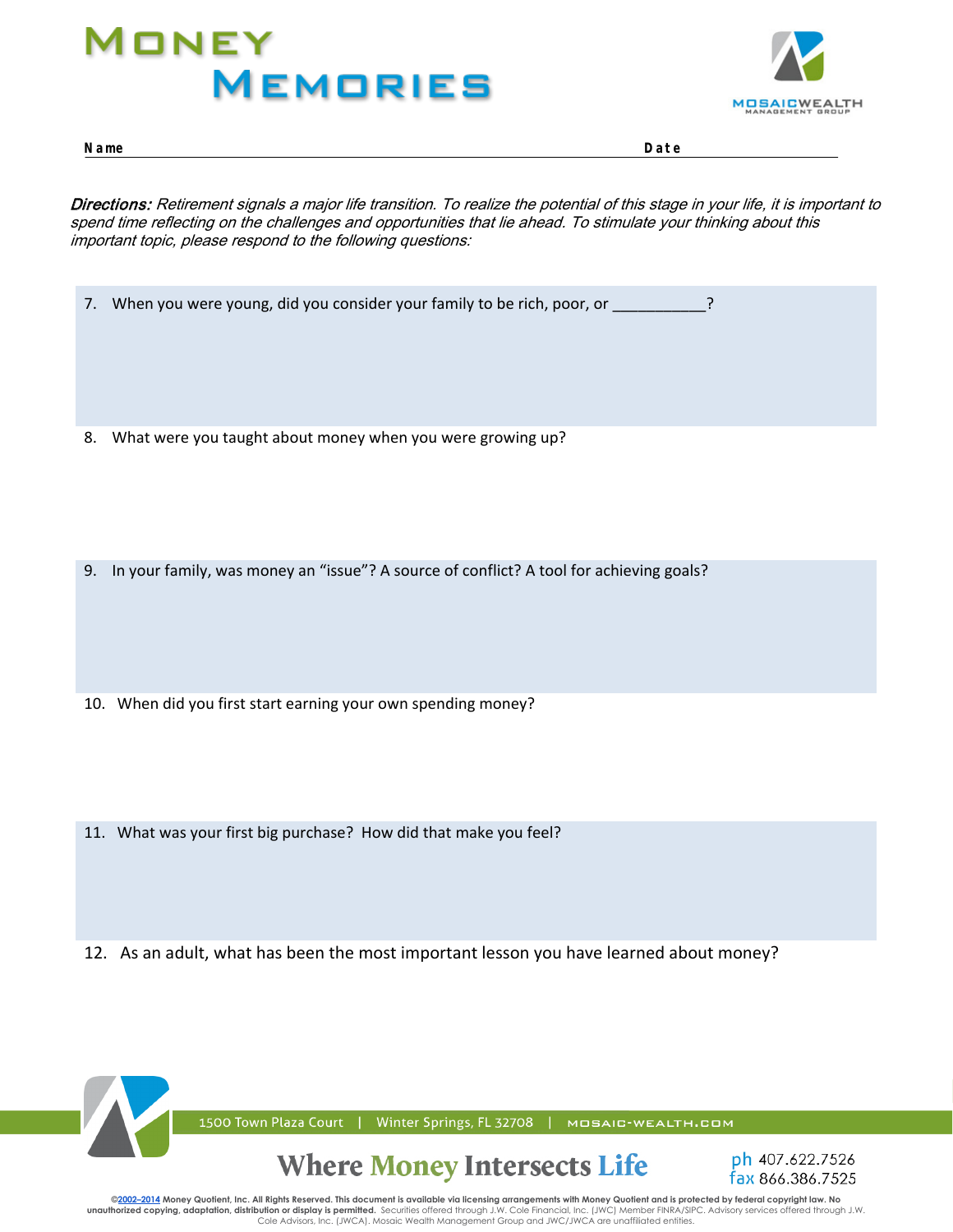# Money Memories

**Name** ______________________________ **Date** ______________

*Directions: Retirement signals a major life transition. To realize the potential of this stage in your life, it is important to spend time reflecting on the challenges and opportunities that lie ahead. To stimulate your thinking about this important topic, please respond to the following questions:*

7. When you were young, did you consider your family to be rich, poor, or __________?

8. What were you taught about money when you were growing up?

9. In your family, was money an "issue"? A source of conflict? A tool for achieving goals?

10. When did you first start earning your own spending money?

11. What was your first big purchase? How did that make you feel?

12. As an adult, what has been the most important lesson you have learned about money?

1500 Town Plaza Court | Winter Springs, FL 32708 | MOSAIC-WEALTH.COM

Where Money Intersects Life

ph 407.622.7526
fax 866.386.7525

©2002–2014 Money Quotient, Inc. All Rights Reserved. This document is available via licensing arrangements with Money Quotient and is protected by federal copyright law. No unauthorized copying, adaptation, distribution or display is permitted. Securities offered through J.W. Cole Financial, Inc. (JWC) Member FINRA/SIPC. Advisory services offered through J.W. Cole Advisors, Inc. (JWCA). Mosaic Wealth Management Group and JWC/JWCA are unaffiliated entities.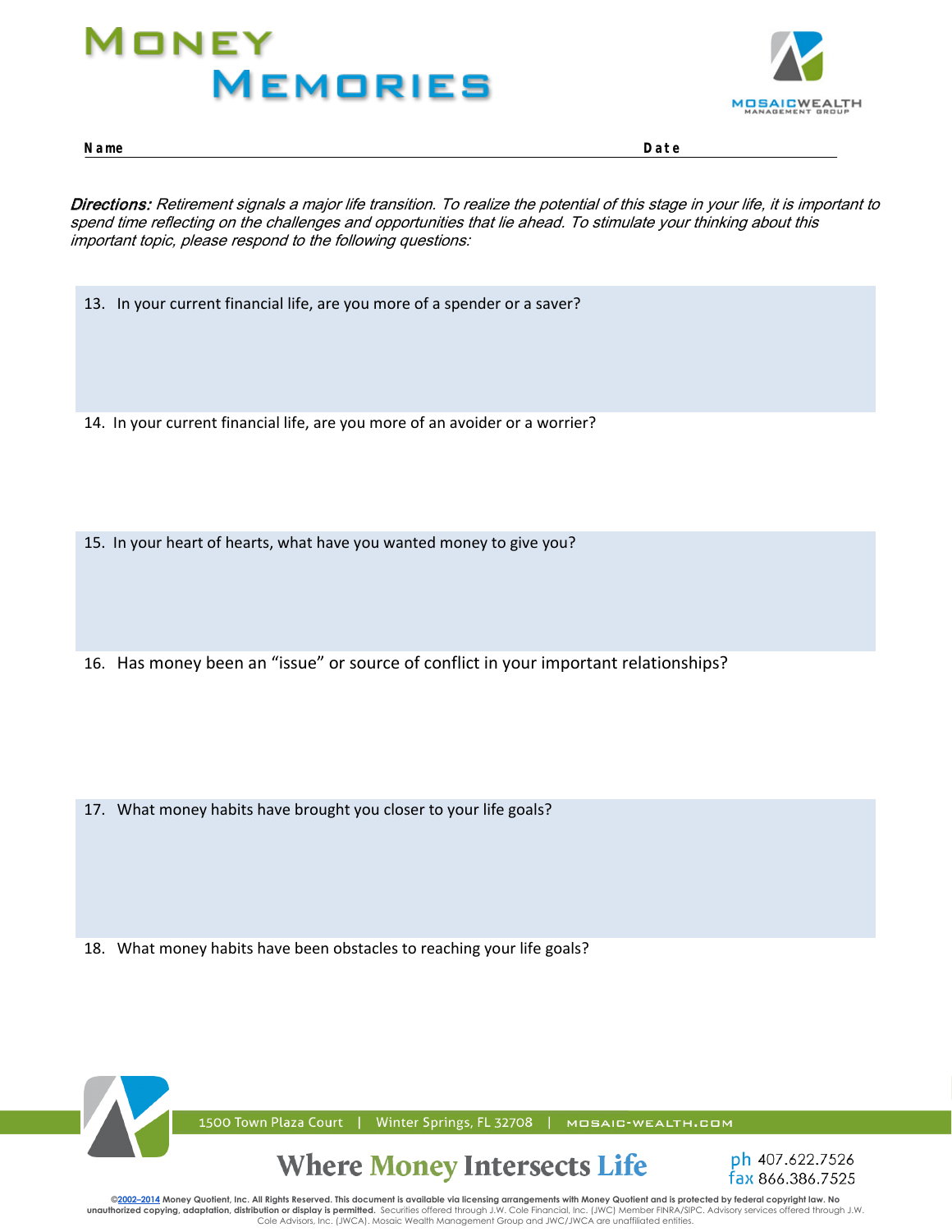# MONEY MEMORIES

**Name** \_\_\_\_\_\_\_\_\_\_\_\_\_\_\_\_\_\_\_\_\_\_\_\_\_\_\_\_\_\_ **Date** \_\_\_\_\_\_\_\_\_\_\_\_\_\_\_\_

***Directions:*** *Retirement signals a major life transition. To realize the potential of this stage in your life, it is important to spend time reflecting on the challenges and opportunities that lie ahead. To stimulate your thinking about this important topic, please respond to the following questions:*

13. In your current financial life, are you more of a spender or a saver?

14. In your current financial life, are you more of an avoider or a worrier?

15. In your heart of hearts, what have you wanted money to give you?

16. Has money been an "issue" or source of conflict in your important relationships?

17. What money habits have brought you closer to your life goals?

18. What money habits have been obstacles to reaching your life goals?

1500 Town Plaza Court | Winter Springs, FL 32708 | MOSAIC-WEALTH.COM

**Where Money Intersects Life**

ph 407.622.7526
fax 866.386.7525

**©2002–2014 Money Quotient, Inc. All Rights Reserved. This document is available via licensing arrangements with Money Quotient and is protected by federal copyright law. No unauthorized copying, adaptation, distribution or display is permitted.** Securities offered through J.W. Cole Financial, Inc. (JWC) Member FINRA/SIPC. Advisory services offered through J.W. Cole Advisors, Inc. (JWCA). Mosaic Wealth Management Group and JWC/JWCA are unaffiliated entities.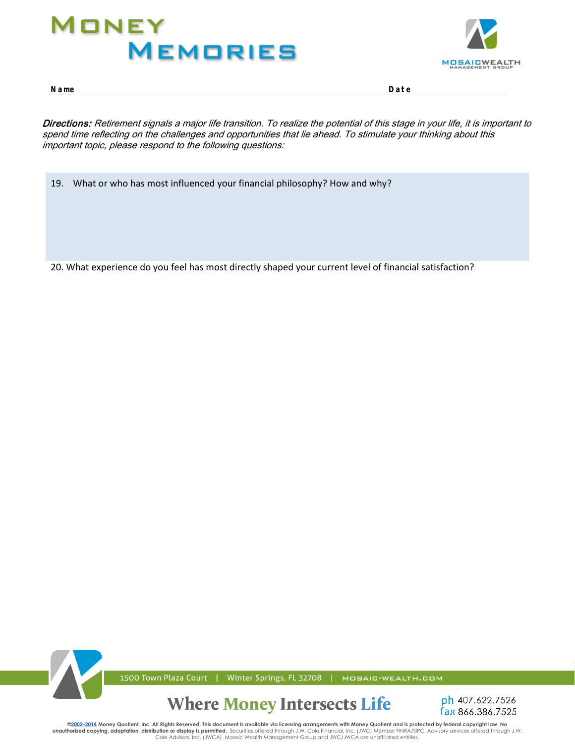# Money Memories

MOSAICWEALTH MANAGEMENT GROUP

**Name** ______________________________ **Date** ______________

*Directions: Retirement signals a major life transition. To realize the potential of this stage in your life, it is important to spend time reflecting on the challenges and opportunities that lie ahead. To stimulate your thinking about this important topic, please respond to the following questions:*

19. What or who has most influenced your financial philosophy? How and why?

20. What experience do you feel has most directly shaped your current level of financial satisfaction?

1500 Town Plaza Court | Winter Springs, FL 32708 | MOSAIC-WEALTH.COM

Where Money Intersects Life

ph 407.622.7526
fax 866.386.7525

©2002–2014 Money Quotient, Inc. All Rights Reserved. This document is available via licensing arrangements with Money Quotient and is protected by federal copyright law. No unauthorized copying, adaptation, distribution or display is permitted. Securities offered through J.W. Cole Financial, Inc. (JWC) Member FINRA/SIPC. Advisory services offered through J.W. Cole Advisors, Inc. (JWCA). Mosaic Wealth Management Group and JWC/JWCA are unaffiliated entities.